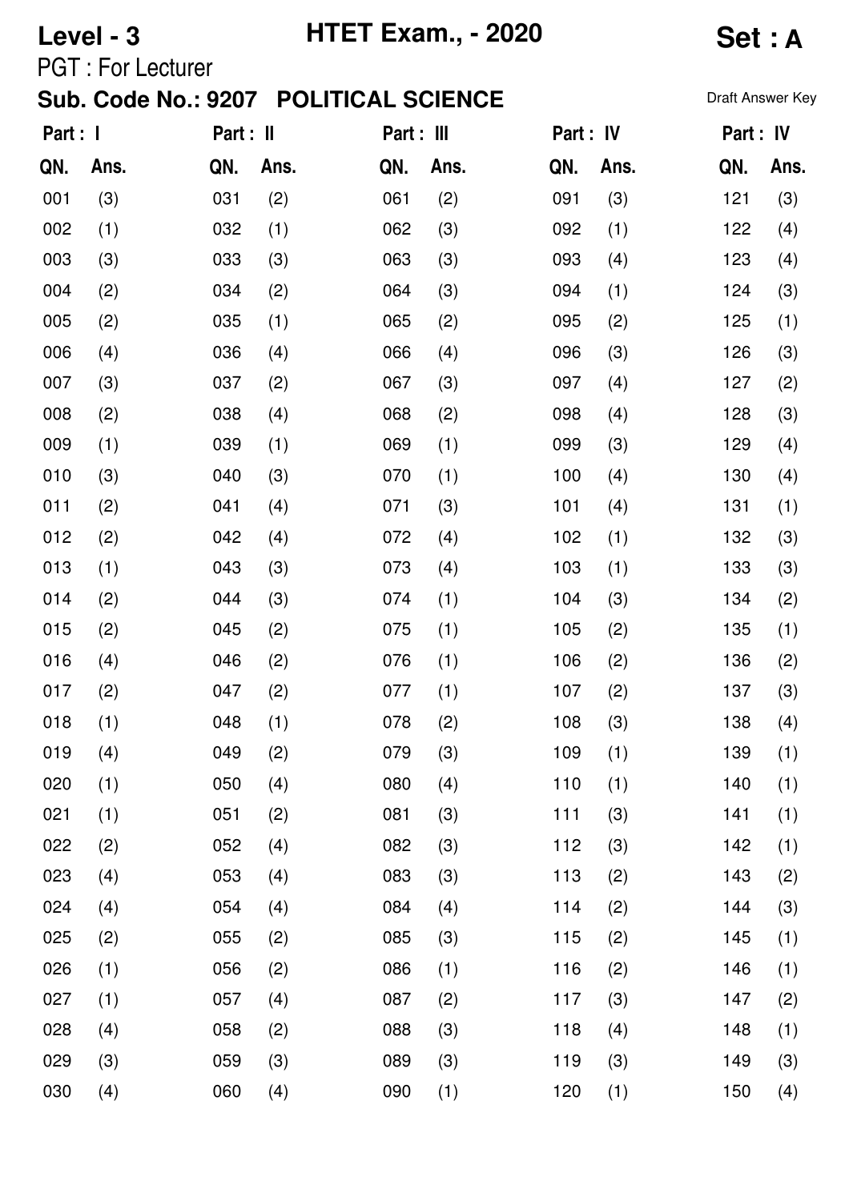**Level - 3** **HTET Exam., - 2020** **Set : A**

PGT : For Lecturer

**Sub. Code No.: 9207 POLITICAL SCIENCE** Draft Answer Key

| Part : I | | Part : II | | Part : III | | Part : IV | | Part : IV | |
|---|---|---|---|---|---|---|---|---|---|
| QN. | Ans. | QN. | Ans. | QN. | Ans. | QN. | Ans. | QN. | Ans. |
| 001 | (3) | 031 | (2) | 061 | (2) | 091 | (3) | 121 | (3) |
| 002 | (1) | 032 | (1) | 062 | (3) | 092 | (1) | 122 | (4) |
| 003 | (3) | 033 | (3) | 063 | (3) | 093 | (4) | 123 | (4) |
| 004 | (2) | 034 | (2) | 064 | (3) | 094 | (1) | 124 | (3) |
| 005 | (2) | 035 | (1) | 065 | (2) | 095 | (2) | 125 | (1) |
| 006 | (4) | 036 | (4) | 066 | (4) | 096 | (3) | 126 | (3) |
| 007 | (3) | 037 | (2) | 067 | (3) | 097 | (4) | 127 | (2) |
| 008 | (2) | 038 | (4) | 068 | (2) | 098 | (4) | 128 | (3) |
| 009 | (1) | 039 | (1) | 069 | (1) | 099 | (3) | 129 | (4) |
| 010 | (3) | 040 | (3) | 070 | (1) | 100 | (4) | 130 | (4) |
| 011 | (2) | 041 | (4) | 071 | (3) | 101 | (4) | 131 | (1) |
| 012 | (2) | 042 | (4) | 072 | (4) | 102 | (1) | 132 | (3) |
| 013 | (1) | 043 | (3) | 073 | (4) | 103 | (1) | 133 | (3) |
| 014 | (2) | 044 | (3) | 074 | (1) | 104 | (3) | 134 | (2) |
| 015 | (2) | 045 | (2) | 075 | (1) | 105 | (2) | 135 | (1) |
| 016 | (4) | 046 | (2) | 076 | (1) | 106 | (2) | 136 | (2) |
| 017 | (2) | 047 | (2) | 077 | (1) | 107 | (2) | 137 | (3) |
| 018 | (1) | 048 | (1) | 078 | (2) | 108 | (3) | 138 | (4) |
| 019 | (4) | 049 | (2) | 079 | (3) | 109 | (1) | 139 | (1) |
| 020 | (1) | 050 | (4) | 080 | (4) | 110 | (1) | 140 | (1) |
| 021 | (1) | 051 | (2) | 081 | (3) | 111 | (3) | 141 | (1) |
| 022 | (2) | 052 | (4) | 082 | (3) | 112 | (3) | 142 | (1) |
| 023 | (4) | 053 | (4) | 083 | (3) | 113 | (2) | 143 | (2) |
| 024 | (4) | 054 | (4) | 084 | (4) | 114 | (2) | 144 | (3) |
| 025 | (2) | 055 | (2) | 085 | (3) | 115 | (2) | 145 | (1) |
| 026 | (1) | 056 | (2) | 086 | (1) | 116 | (2) | 146 | (1) |
| 027 | (1) | 057 | (4) | 087 | (2) | 117 | (3) | 147 | (2) |
| 028 | (4) | 058 | (2) | 088 | (3) | 118 | (4) | 148 | (1) |
| 029 | (3) | 059 | (3) | 089 | (3) | 119 | (3) | 149 | (3) |
| 030 | (4) | 060 | (4) | 090 | (1) | 120 | (1) | 150 | (4) |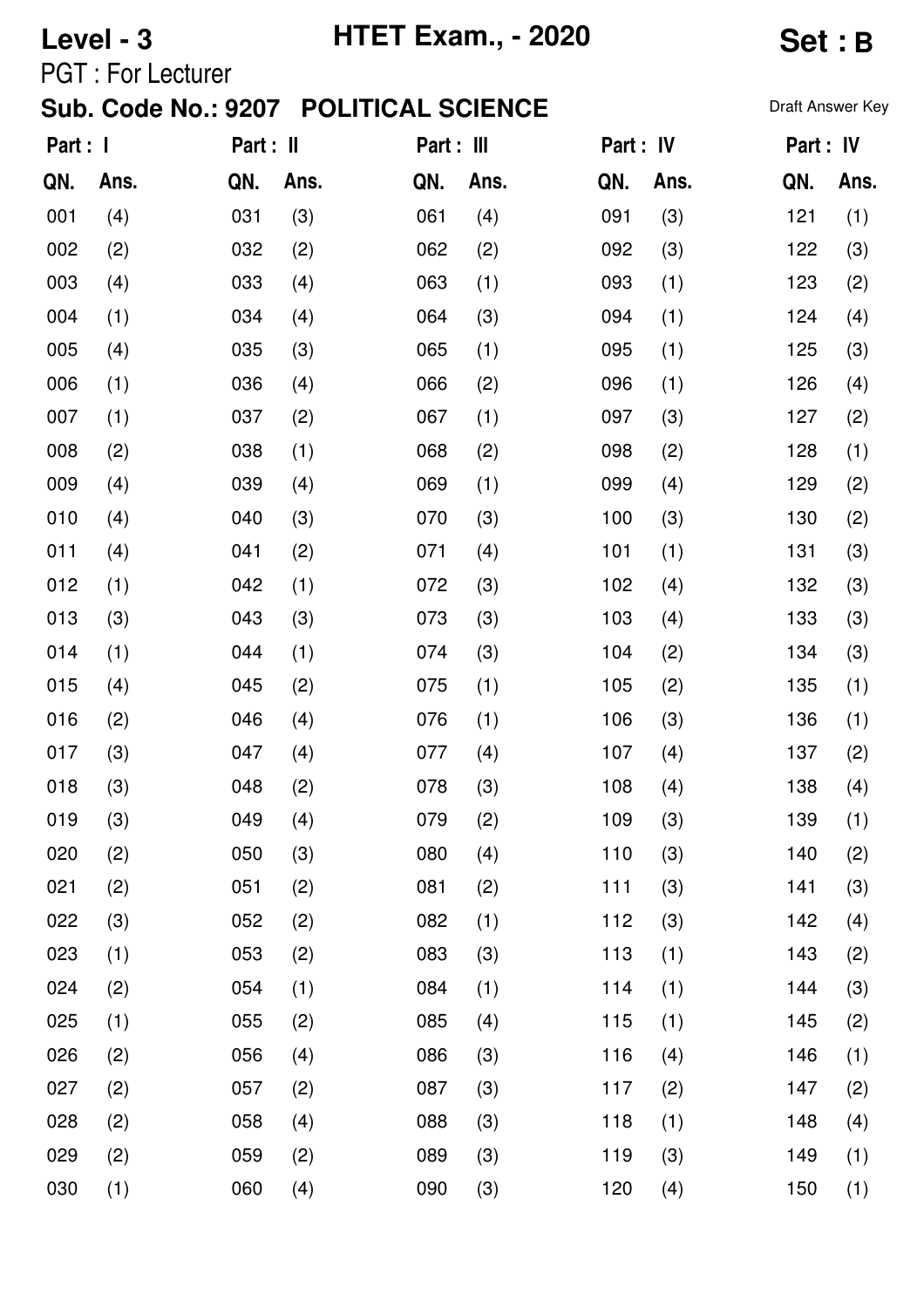**Level - 3** **HTET Exam., - 2020** **Set : B**

PGT : For Lecturer

**Sub. Code No.: 9207 POLITICAL SCIENCE**

Draft Answer Key

| Part : I | | Part : II | | Part : III | | Part : IV | | Part : IV | |
|---|---|---|---|---|---|---|---|---|---|
| QN. | Ans. | QN. | Ans. | QN. | Ans. | QN. | Ans. | QN. | Ans. |
| 001 | (4) | 031 | (3) | 061 | (4) | 091 | (3) | 121 | (1) |
| 002 | (2) | 032 | (2) | 062 | (2) | 092 | (3) | 122 | (3) |
| 003 | (4) | 033 | (4) | 063 | (1) | 093 | (1) | 123 | (2) |
| 004 | (1) | 034 | (4) | 064 | (3) | 094 | (1) | 124 | (4) |
| 005 | (4) | 035 | (3) | 065 | (1) | 095 | (1) | 125 | (3) |
| 006 | (1) | 036 | (4) | 066 | (2) | 096 | (1) | 126 | (4) |
| 007 | (1) | 037 | (2) | 067 | (1) | 097 | (3) | 127 | (2) |
| 008 | (2) | 038 | (1) | 068 | (2) | 098 | (2) | 128 | (1) |
| 009 | (4) | 039 | (4) | 069 | (1) | 099 | (4) | 129 | (2) |
| 010 | (4) | 040 | (3) | 070 | (3) | 100 | (3) | 130 | (2) |
| 011 | (4) | 041 | (2) | 071 | (4) | 101 | (1) | 131 | (3) |
| 012 | (1) | 042 | (1) | 072 | (3) | 102 | (4) | 132 | (3) |
| 013 | (3) | 043 | (3) | 073 | (3) | 103 | (4) | 133 | (3) |
| 014 | (1) | 044 | (1) | 074 | (3) | 104 | (2) | 134 | (3) |
| 015 | (4) | 045 | (2) | 075 | (1) | 105 | (2) | 135 | (1) |
| 016 | (2) | 046 | (4) | 076 | (1) | 106 | (3) | 136 | (1) |
| 017 | (3) | 047 | (4) | 077 | (4) | 107 | (4) | 137 | (2) |
| 018 | (3) | 048 | (2) | 078 | (3) | 108 | (4) | 138 | (4) |
| 019 | (3) | 049 | (4) | 079 | (2) | 109 | (3) | 139 | (1) |
| 020 | (2) | 050 | (3) | 080 | (4) | 110 | (3) | 140 | (2) |
| 021 | (2) | 051 | (2) | 081 | (2) | 111 | (3) | 141 | (3) |
| 022 | (3) | 052 | (2) | 082 | (1) | 112 | (3) | 142 | (4) |
| 023 | (1) | 053 | (2) | 083 | (3) | 113 | (1) | 143 | (2) |
| 024 | (2) | 054 | (1) | 084 | (1) | 114 | (1) | 144 | (3) |
| 025 | (1) | 055 | (2) | 085 | (4) | 115 | (1) | 145 | (2) |
| 026 | (2) | 056 | (4) | 086 | (3) | 116 | (4) | 146 | (1) |
| 027 | (2) | 057 | (2) | 087 | (3) | 117 | (2) | 147 | (2) |
| 028 | (2) | 058 | (4) | 088 | (3) | 118 | (1) | 148 | (4) |
| 029 | (2) | 059 | (2) | 089 | (3) | 119 | (3) | 149 | (1) |
| 030 | (1) | 060 | (4) | 090 | (3) | 120 | (4) | 150 | (1) |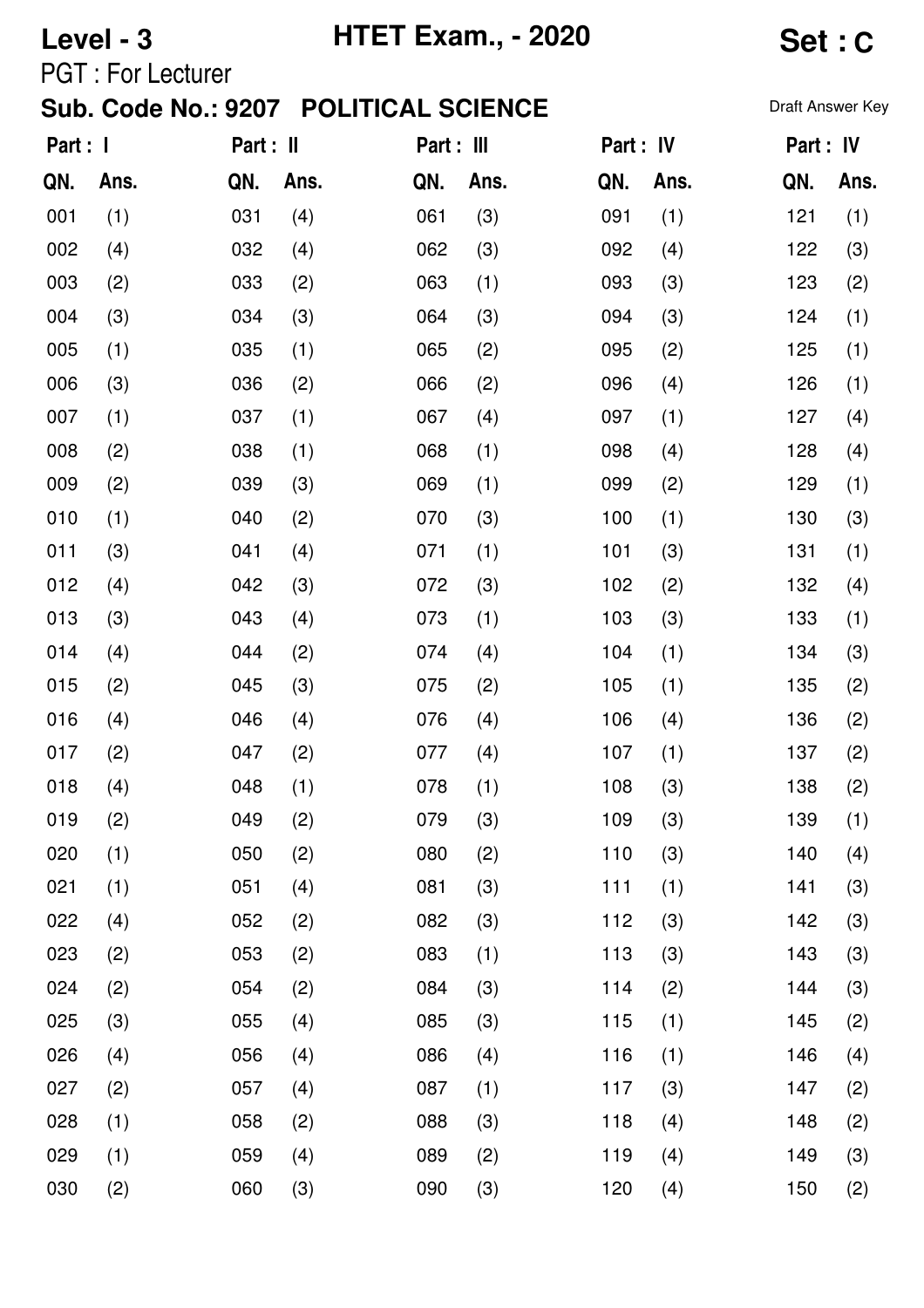**Level - 3** **HTET Exam., - 2020** **Set : C**

PGT : For Lecturer

**Sub. Code No.: 9207 POLITICAL SCIENCE**

Draft Answer Key

| Part : I | | Part : II | | Part : III | | Part : IV | | Part : IV | |
|---|---|---|---|---|---|---|---|---|---|
| QN. | Ans. | QN. | Ans. | QN. | Ans. | QN. | Ans. | QN. | Ans. |
| 001 | (1) | 031 | (4) | 061 | (3) | 091 | (1) | 121 | (1) |
| 002 | (4) | 032 | (4) | 062 | (3) | 092 | (4) | 122 | (3) |
| 003 | (2) | 033 | (2) | 063 | (1) | 093 | (3) | 123 | (2) |
| 004 | (3) | 034 | (3) | 064 | (3) | 094 | (3) | 124 | (1) |
| 005 | (1) | 035 | (1) | 065 | (2) | 095 | (2) | 125 | (1) |
| 006 | (3) | 036 | (2) | 066 | (2) | 096 | (4) | 126 | (1) |
| 007 | (1) | 037 | (1) | 067 | (4) | 097 | (1) | 127 | (4) |
| 008 | (2) | 038 | (1) | 068 | (1) | 098 | (4) | 128 | (4) |
| 009 | (2) | 039 | (3) | 069 | (1) | 099 | (2) | 129 | (1) |
| 010 | (1) | 040 | (2) | 070 | (3) | 100 | (1) | 130 | (3) |
| 011 | (3) | 041 | (4) | 071 | (1) | 101 | (3) | 131 | (1) |
| 012 | (4) | 042 | (3) | 072 | (3) | 102 | (2) | 132 | (4) |
| 013 | (3) | 043 | (4) | 073 | (1) | 103 | (3) | 133 | (1) |
| 014 | (4) | 044 | (2) | 074 | (4) | 104 | (1) | 134 | (3) |
| 015 | (2) | 045 | (3) | 075 | (2) | 105 | (1) | 135 | (2) |
| 016 | (4) | 046 | (4) | 076 | (4) | 106 | (4) | 136 | (2) |
| 017 | (2) | 047 | (2) | 077 | (4) | 107 | (1) | 137 | (2) |
| 018 | (4) | 048 | (1) | 078 | (1) | 108 | (3) | 138 | (2) |
| 019 | (2) | 049 | (2) | 079 | (3) | 109 | (3) | 139 | (1) |
| 020 | (1) | 050 | (2) | 080 | (2) | 110 | (3) | 140 | (4) |
| 021 | (1) | 051 | (4) | 081 | (3) | 111 | (1) | 141 | (3) |
| 022 | (4) | 052 | (2) | 082 | (3) | 112 | (3) | 142 | (3) |
| 023 | (2) | 053 | (2) | 083 | (1) | 113 | (3) | 143 | (3) |
| 024 | (2) | 054 | (2) | 084 | (3) | 114 | (2) | 144 | (3) |
| 025 | (3) | 055 | (4) | 085 | (3) | 115 | (1) | 145 | (2) |
| 026 | (4) | 056 | (4) | 086 | (4) | 116 | (1) | 146 | (4) |
| 027 | (2) | 057 | (4) | 087 | (1) | 117 | (3) | 147 | (2) |
| 028 | (1) | 058 | (2) | 088 | (3) | 118 | (4) | 148 | (2) |
| 029 | (1) | 059 | (4) | 089 | (2) | 119 | (4) | 149 | (3) |
| 030 | (2) | 060 | (3) | 090 | (3) | 120 | (4) | 150 | (2) |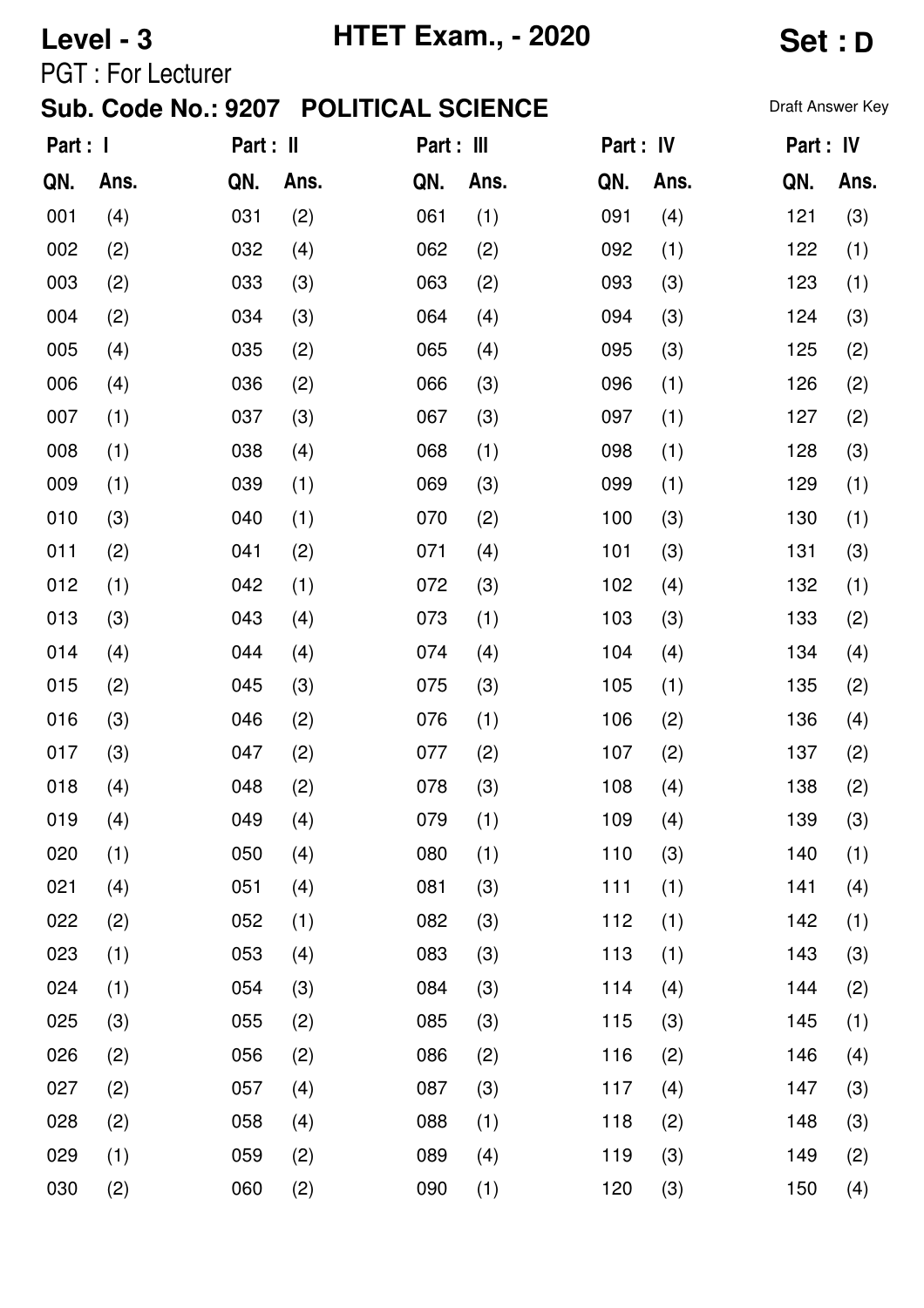**Level - 3** **HTET Exam., - 2020** **Set : D**

PGT : For Lecturer

**Sub. Code No.: 9207 POLITICAL SCIENCE**

Draft Answer Key

| Part : I | | Part : II | | Part : III | | Part : IV | | Part : IV | |
|---|---|---|---|---|---|---|---|---|---|
| QN. | Ans. | QN. | Ans. | QN. | Ans. | QN. | Ans. | QN. | Ans. |
| 001 | (4) | 031 | (2) | 061 | (1) | 091 | (4) | 121 | (3) |
| 002 | (2) | 032 | (4) | 062 | (2) | 092 | (1) | 122 | (1) |
| 003 | (2) | 033 | (3) | 063 | (2) | 093 | (3) | 123 | (1) |
| 004 | (2) | 034 | (3) | 064 | (4) | 094 | (3) | 124 | (3) |
| 005 | (4) | 035 | (2) | 065 | (4) | 095 | (3) | 125 | (2) |
| 006 | (4) | 036 | (2) | 066 | (3) | 096 | (1) | 126 | (2) |
| 007 | (1) | 037 | (3) | 067 | (3) | 097 | (1) | 127 | (2) |
| 008 | (1) | 038 | (4) | 068 | (1) | 098 | (1) | 128 | (3) |
| 009 | (1) | 039 | (1) | 069 | (3) | 099 | (1) | 129 | (1) |
| 010 | (3) | 040 | (1) | 070 | (2) | 100 | (3) | 130 | (1) |
| 011 | (2) | 041 | (2) | 071 | (4) | 101 | (3) | 131 | (3) |
| 012 | (1) | 042 | (1) | 072 | (3) | 102 | (4) | 132 | (1) |
| 013 | (3) | 043 | (4) | 073 | (1) | 103 | (3) | 133 | (2) |
| 014 | (4) | 044 | (4) | 074 | (4) | 104 | (4) | 134 | (4) |
| 015 | (2) | 045 | (3) | 075 | (3) | 105 | (1) | 135 | (2) |
| 016 | (3) | 046 | (2) | 076 | (1) | 106 | (2) | 136 | (4) |
| 017 | (3) | 047 | (2) | 077 | (2) | 107 | (2) | 137 | (2) |
| 018 | (4) | 048 | (2) | 078 | (3) | 108 | (4) | 138 | (2) |
| 019 | (4) | 049 | (4) | 079 | (1) | 109 | (4) | 139 | (3) |
| 020 | (1) | 050 | (4) | 080 | (1) | 110 | (3) | 140 | (1) |
| 021 | (4) | 051 | (4) | 081 | (3) | 111 | (1) | 141 | (4) |
| 022 | (2) | 052 | (1) | 082 | (3) | 112 | (1) | 142 | (1) |
| 023 | (1) | 053 | (4) | 083 | (3) | 113 | (1) | 143 | (3) |
| 024 | (1) | 054 | (3) | 084 | (3) | 114 | (4) | 144 | (2) |
| 025 | (3) | 055 | (2) | 085 | (3) | 115 | (3) | 145 | (1) |
| 026 | (2) | 056 | (2) | 086 | (2) | 116 | (2) | 146 | (4) |
| 027 | (2) | 057 | (4) | 087 | (3) | 117 | (4) | 147 | (3) |
| 028 | (2) | 058 | (4) | 088 | (1) | 118 | (2) | 148 | (3) |
| 029 | (1) | 059 | (2) | 089 | (4) | 119 | (3) | 149 | (2) |
| 030 | (2) | 060 | (2) | 090 | (1) | 120 | (3) | 150 | (4) |